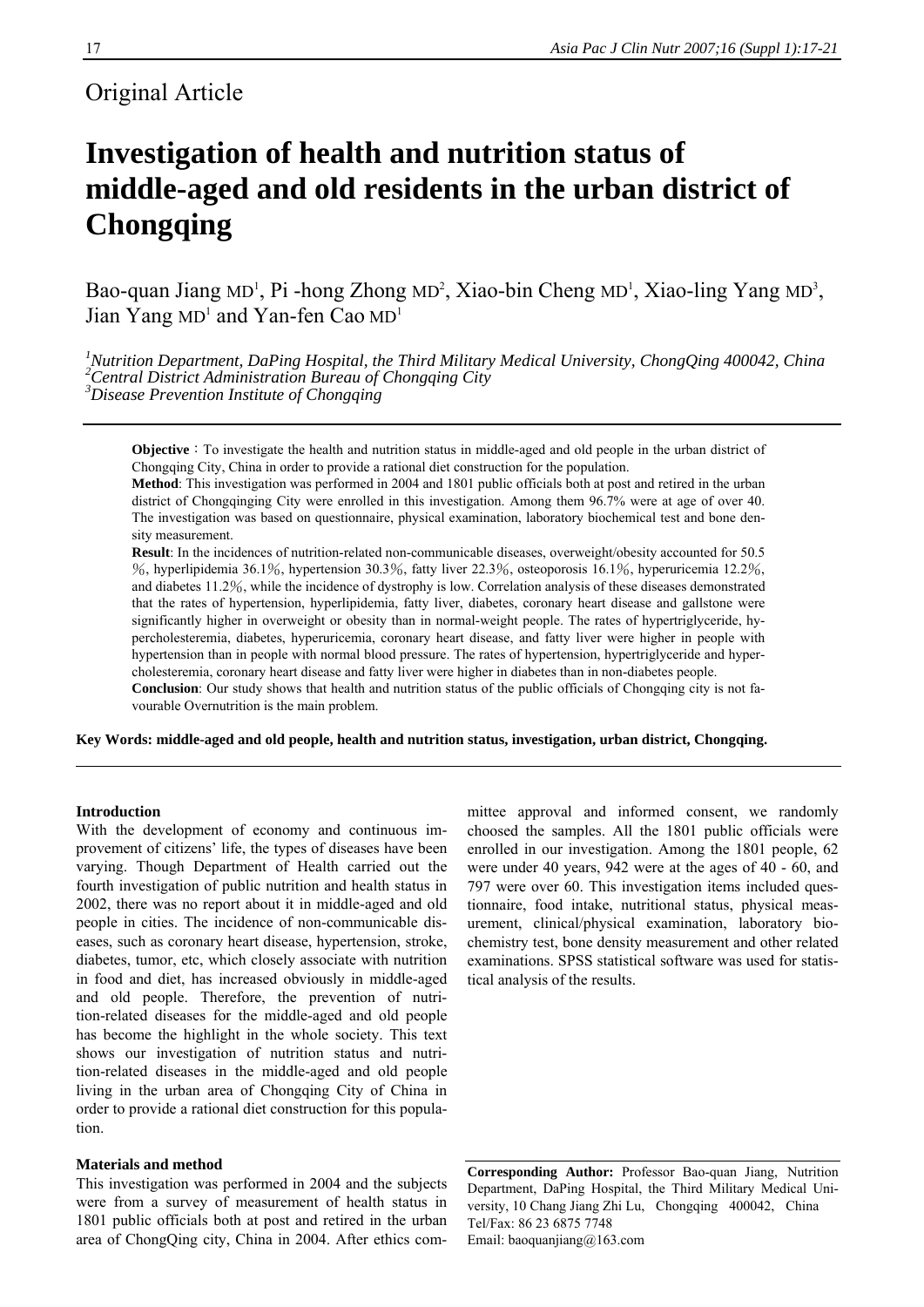Original Article

# Investigation of health and nutrition status of middle-aged and old residents in the urban district of Chongqing

Bao-quan Jiang MD[1], Pi -hong Zhong MD[2], Xiao-bin Cheng MD[1], Xiao-ling Yang MD[3], Jian Yang MD[1] and Yan-fen Cao MD[1]

*[1]Nutrition Department, DaPing Hospital, the Third Military Medical University, ChongQing 400042, China*
*[2]Central District Administration Bureau of Chongqing City*
*[3]Disease Prevention Institute of Chongqing*

**Objective**：To investigate the health and nutrition status in middle-aged and old people in the urban district of Chongqing City, China in order to provide a rational diet construction for the population.
**Method**: This investigation was performed in 2004 and 1801 public officials both at post and retired in the urban district of Chongqinging City were enrolled in this investigation. Among them 96.7% were at age of over 40. The investigation was based on questionnaire, physical examination, laboratory biochemical test and bone density measurement.
**Result**: In the incidences of nutrition-related non-communicable diseases, overweight/obesity accounted for 50.5 ％, hyperlipidemia 36.1％, hypertension 30.3％, fatty liver 22.3％, osteoporosis 16.1％, hyperuricemia 12.2％, and diabetes 11.2％, while the incidence of dystrophy is low. Correlation analysis of these diseases demonstrated that the rates of hypertension, hyperlipidemia, fatty liver, diabetes, coronary heart disease and gallstone were significantly higher in overweight or obesity than in normal-weight people. The rates of hypertriglyceride, hypercholesteremia, diabetes, hyperuricemia, coronary heart disease, and fatty liver were higher in people with hypertension than in people with normal blood pressure. The rates of hypertension, hypertriglyceride and hypercholesteremia, coronary heart disease and fatty liver were higher in diabetes than in non-diabetes people.
**Conclusion**: Our study shows that health and nutrition status of the public officials of Chongqing city is not favourable Overnutrition is the main problem.

**Key Words: middle-aged and old people, health and nutrition status, investigation, urban district, Chongqing.**

## Introduction

With the development of economy and continuous improvement of citizens' life, the types of diseases have been varying. Though Department of Health carried out the fourth investigation of public nutrition and health status in 2002, there was no report about it in middle-aged and old people in cities. The incidence of non-communicable diseases, such as coronary heart disease, hypertension, stroke, diabetes, tumor, etc, which closely associate with nutrition in food and diet, has increased obviously in middle-aged and old people. Therefore, the prevention of nutrition-related diseases for the middle-aged and old people has become the highlight in the whole society. This text shows our investigation of nutrition status and nutrition-related diseases in the middle-aged and old people living in the urban area of Chongqing City of China in order to provide a rational diet construction for this population.

## Materials and method

This investigation was performed in 2004 and the subjects were from a survey of measurement of health status in 1801 public officials both at post and retired in the urban area of ChongQing city, China in 2004. After ethics committee approval and informed consent, we randomly choosed the samples. All the 1801 public officials were enrolled in our investigation. Among the 1801 people, 62 were under 40 years, 942 were at the ages of 40 - 60, and 797 were over 60. This investigation items included questionnaire, food intake, nutritional status, physical measurement, clinical/physical examination, laboratory biochemistry test, bone density measurement and other related examinations. SPSS statistical software was used for statistical analysis of the results.

**Corresponding Author:** Professor Bao-quan Jiang, Nutrition Department, DaPing Hospital, the Third Military Medical University, 10 Chang Jiang Zhi Lu, Chongqing 400042, China
Tel/Fax: 86 23 6875 7748
Email: baoquanjiang@163.com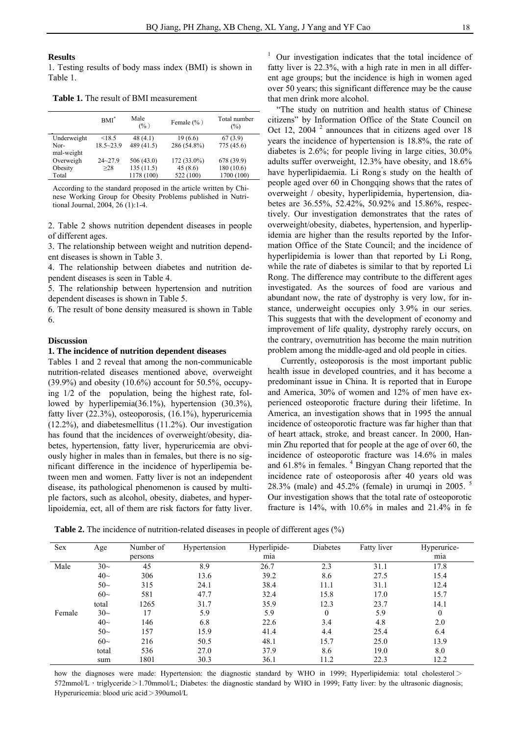## Results

1. Testing results of body mass index (BMI) is shown in Table 1.

**Table 1.** The result of BMI measurement

| | BMI* | Male (%) | Female (%) | Total number (%) |
|---|---|---|---|---|
| Underweight | <18.5 | 48 (4.1) | 19 (6.6) | 67 (3.9) |
| Normal-weight | 18.5~23.9 | 489 (41.5) | 286 (54.8%) | 775 (45.6) |
| Overweigh | 24~27.9 | 506 (43.0) | 172 (33.0%) | 678 (39.9) |
| Obesity | ≥28 | 135 (11.5) | 45 (8.6) | 180 (10.6) |
| Total | | 1178 (100) | 522 (100) | 1700 (100) |

According to the standard proposed in the article written by Chinese Working Group for Obesity Problems published in Nutritional Journal, 2004, 26 (1):1-4.

2. Table 2 shows nutrition dependent diseases in people of different ages.
3. The relationship between weight and nutrition dependent diseases is shown in Table 3.
4. The relationship between diabetes and nutrition dependent diseases is seen in Table 4.
5. The relationship between hypertension and nutrition dependent diseases is shown in Table 5.
6. The result of bone density measured is shown in Table 6.

## Discussion

### 1. The incidence of nutrition dependent diseases

Tables 1 and 2 reveal that among the non-communicable nutrition-related diseases mentioned above, overweight (39.9%) and obesity (10.6%) account for 50.5%, occupying 1/2 of the population, being the highest rate, followed by hyperlipemia(36.1%), hypertension (30.3%), fatty liver (22.3%), osteoporosis, (16.1%), hyperuricemia (12.2%), and diabetesmellitus (11.2%). Our investigation has found that the incidences of overweight/obesity, diabetes, hypertension, fatty liver, hyperuricemia are obviously higher in males than in females, but there is no significant difference in the incidence of hyperlipemia between men and women. Fatty liver is not an independent disease, its pathological phenomenon is caused by multiple factors, such as alcohol, obesity, diabetes, and hyperlipoidemia, ect, all of them are risk factors for fatty liver.[1] Our investigation indicates that the total incidence of fatty liver is 22.3%, with a high rate in men in all different age groups; but the incidence is high in women aged over 50 years; this significant difference may be the cause that men drink more alcohol.

"The study on nutrition and health status of Chinese citizens" by Information Office of the State Council on Oct 12, 2004 [2] announces that in citizens aged over 18 years the incidence of hypertension is 18.8%, the rate of diabetes is 2.6%; for people living in large cities, 30.0% adults suffer overweight, 12.3% have obesity, and 18.6% have hyperlipidaemia. Li Rong's study on the health of people aged over 60 in Chongqing shows that the rates of overweight / obesity, hyperlipidemia, hypertension, diabetes are 36.55%, 52.42%, 50.92% and 15.86%, respectively. Our investigation demonstrates that the rates of overweight/obesity, diabetes, hypertension, and hyperlipidemia are higher than the results reported by the Information Office of the State Council; and the incidence of hyperlipidemia is lower than that reported by Li Rong, while the rate of diabetes is similar to that by reported Li Rong. The difference may contribute to the different ages investigated. As the sources of food are various and abundant now, the rate of dystrophy is very low, for instance, underweight occupies only 3.9% in our series. This suggests that with the development of economy and improvement of life quality, dystrophy rarely occurs, on the contrary, overnutrition has become the main nutrition problem among the middle-aged and old people in cities.

Currently, osteoporosis is the most important public health issue in developed countries, and it has become a predominant issue in China. It is reported that in Europe and America, 30% of women and 12% of men have experienced osteoporotic fracture during their lifetime. In America, an investigation shows that in 1995 the annual incidence of osteoporotic fracture was far higher than that of heart attack, stroke, and breast cancer. In 2000, Hanmin Zhu reported that for people at the age of over 60, the incidence of osteoporotic fracture was 14.6% in males and 61.8% in females.[4] Bingyan Chang reported that the incidence rate of osteoporosis after 40 years old was 28.3% (male) and 45.2% (female) in urumqi in 2005.[5] Our investigation shows that the total rate of osteoporotic fracture is 14%, with 10.6% in males and 21.4% in fe

**Table 2.** The incidence of nutrition-related diseases in people of different ages (%)

| Sex | Age | Number of persons | Hypertension | Hyperlipidemia | Diabetes | Fatty liver | Hyperuricemia |
|---|---|---|---|---|---|---|---|
| Male | 30~ | 45 | 8.9 | 26.7 | 2.3 | 31.1 | 17.8 |
| | 40~ | 306 | 13.6 | 39.2 | 8.6 | 27.5 | 15.4 |
| | 50~ | 315 | 24.1 | 38.4 | 11.1 | 31.1 | 12.4 |
| | 60~ | 581 | 47.7 | 32.4 | 15.8 | 17.0 | 15.7 |
| | total | 1265 | 31.7 | 35.9 | 12.3 | 23.7 | 14.1 |
| Female | 30~ | 17 | 5.9 | 5.9 | 0 | 5.9 | 0 |
| | 40~ | 146 | 6.8 | 22.6 | 3.4 | 4.8 | 2.0 |
| | 50~ | 157 | 15.9 | 41.4 | 4.4 | 25.4 | 6.4 |
| | 60~ | 216 | 50.5 | 48.1 | 15.7 | 25.0 | 13.9 |
| | total | 536 | 27.0 | 37.9 | 8.6 | 19.0 | 8.0 |
| | sum | 1801 | 30.3 | 36.1 | 11.2 | 22.3 | 12.2 |

how the diagnoses were made: Hypertension: the diagnostic standard by WHO in 1999; Hyperlipidemia: total cholesterol＞572mmol/L，triglyceride＞1.70mmol/L; Diabetes: the diagnostic standard by WHO in 1999; Fatty liver: by the ultrasonic diagnosis; Hyperuricemia: blood uric acid＞390umol/L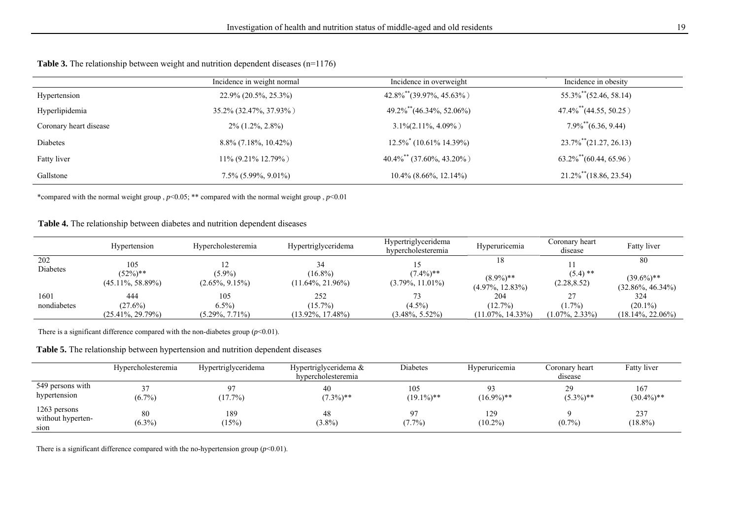**Table 3.** The relationship between weight and nutrition dependent diseases (n=1176)

| | Incidence in weight normal | Incidence in overweight | Incidence in obesity |
|---|---|---|---|
| Hypertension | 22.9% (20.5%, 25.3%) | 42.8%** (39.97%, 45.63%) | 55.3%** (52.46, 58.14) |
| Hyperlipidemia | 35.2% (32.47%, 37.93%) | 49.2%** (46.34%, 52.06%) | 47.4%** (44.55, 50.25) |
| Coronary heart disease | 2% (1.2%, 2.8%) | 3.1% (2.11%, 4.09%) | 7.9%** (6.36, 9.44) |
| Diabetes | 8.8% (7.18%, 10.42%) | 12.5%* (10.61% 14.39%) | 23.7%** (21.27, 26.13) |
| Fatty liver | 11% (9.21% 12.79%) | 40.4%** (37.60%, 43.20%) | 63.2%** (60.44, 65.96) |
| Gallstone | 7.5% (5.99%, 9.01%) | 10.4% (8.66%, 12.14%) | 21.2%** (18.86, 23.54) |

*compared with the normal weight group , $p<0.05$; ** compared with the normal weight group , $p<0.01$

**Table 4.** The relationship between diabetes and nutrition dependent diseases

| | Hypertension | Hypercholesteremia | Hypertriglyceridema | Hypertriglyceridema hypercholesteremia | Hyperuricemia | Coronary heart disease | Fatty liver |
|---|---|---|---|---|---|---|---|
| 202 Diabetes | 105 (52%)** (45.11%, 58.89%) | 12 (5.9%) (2.65%, 9.15%) | 34 (16.8%) (11.64%, 21.96%) | 15 (7.4%)** (3.79%, 11.01%) | 18 (8.9%)** (4.97%, 12.83%) | 11 (5.4) ** (2.28,8.52) | 80 (39.6%)** (32.86%, 46.34%) |
| 1601 nondiabetes | 444 (27.6%) (25.41%, 29.79%) | 105 6.5%) (5.29%, 7.71%) | 252 (15.7%) (13.92%, 17.48%) | 73 (4.5%) (3.48%, 5.52%) | 204 (12.7%) (11.07%, 14.33%) | 27 (1.7%) (1.07%, 2.33%) | 324 (20.1%) (18.14%, 22.06%) |

There is a significant difference compared with the non-diabetes group ($p<0.01$).

**Table 5.** The relationship between hypertension and nutrition dependent diseases

| | Hypercholesteremia | Hypertriglyceridema | Hypertriglyceridema & hypercholesteremia | Diabetes | Hyperuricemia | Coronary heart disease | Fatty liver |
|---|---|---|---|---|---|---|---|
| 549 persons with hypertension | 37 (6.7%) | 97 (17.7%) | 40 (7.3%)** | 105 (19.1%)** | 93 (16.9%)** | 29 (5.3%)** | 167 (30.4%)** |
| 1263 persons without hyperten-sion | 80 (6.3%) | 189 (15%) | 48 (3.8%) | 97 (7.7%) | 129 (10.2%) | 9 (0.7%) | 237 (18.8%) |

There is a significant difference compared with the no-hypertension group ($p<0.01$).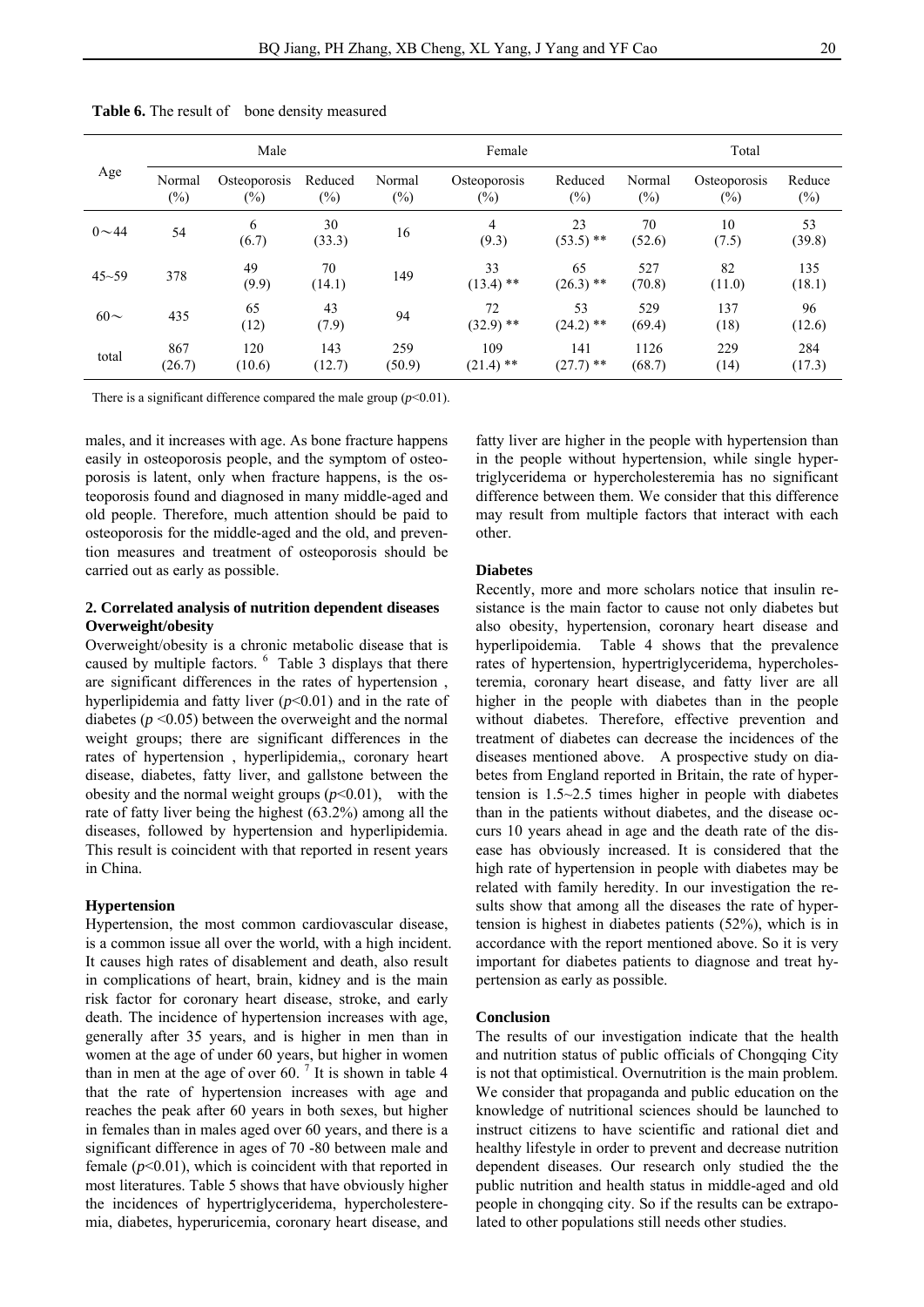**Table 6.** The result of bone density measured

| Age | Male | | | Female | | | Total | | |
|---|---|---|---|---|---|---|---|---|---|
| | Normal (%) | Osteoporosis (%) | Reduced (%) | Normal (%) | Osteoporosis (%) | Reduced (%) | Normal (%) | Osteoporosis (%) | Reduce (%) |
| 0～44 | 54 | 6 (6.7) | 30 (33.3) | 16 | 4 (9.3) | 23 (53.5) ** | 70 (52.6) | 10 (7.5) | 53 (39.8) |
| 45~59 | 378 | 49 (9.9) | 70 (14.1) | 149 | 33 (13.4) ** | 65 (26.3) ** | 527 (70.8) | 82 (11.0) | 135 (18.1) |
| 60～ | 435 | 65 (12) | 43 (7.9) | 94 | 72 (32.9) ** | 53 (24.2) ** | 529 (69.4) | 137 (18) | 96 (12.6) |
| total | 867 (26.7) | 120 (10.6) | 143 (12.7) | 259 (50.9) | 109 (21.4) ** | 141 (27.7) ** | 1126 (68.7) | 229 (14) | 284 (17.3) |

There is a significant difference compared the male group ($p<0.01$).

males, and it increases with age. As bone fracture happens easily in osteoporosis people, and the symptom of osteoporosis is latent, only when fracture happens, is the osteoporosis found and diagnosed in many middle-aged and old people. Therefore, much attention should be paid to osteoporosis for the middle-aged and the old, and prevention measures and treatment of osteoporosis should be carried out as early as possible.

### 2. Correlated analysis of nutrition dependent diseases

**Overweight/obesity**

Overweight/obesity is a chronic metabolic disease that is caused by multiple factors. [6] Table 3 displays that there are significant differences in the rates of hypertension , hyperlipidemia and fatty liver ($p<0.01$) and in the rate of diabetes ($p<0.05$) between the overweight and the normal weight groups; there are significant differences in the rates of hypertension , hyperlipidemia,, coronary heart disease, diabetes, fatty liver, and gallstone between the obesity and the normal weight groups ($p<0.01$), with the rate of fatty liver being the highest (63.2%) among all the diseases, followed by hypertension and hyperlipidemia. This result is coincident with that reported in resent years in China.

**Hypertension**

Hypertension, the most common cardiovascular disease, is a common issue all over the world, with a high incident. It causes high rates of disablement and death, also result in complications of heart, brain, kidney and is the main risk factor for coronary heart disease, stroke, and early death. The incidence of hypertension increases with age, generally after 35 years, and is higher in men than in women at the age of under 60 years, but higher in women than in men at the age of over 60. [7] It is shown in table 4 that the rate of hypertension increases with age and reaches the peak after 60 years in both sexes, but higher in females than in males aged over 60 years, and there is a significant difference in ages of 70 -80 between male and female ($p<0.01$), which is coincident with that reported in most literatures. Table 5 shows that have obviously higher the incidences of hypertriglyceridema, hypercholesteremia, diabetes, hyperuricemia, coronary heart disease, and fatty liver are higher in the people with hypertension than in the people without hypertension, while single hypertriglyceridema or hypercholesteremia has no significant difference between them. We consider that this difference may result from multiple factors that interact with each other.

**Diabetes**

Recently, more and more scholars notice that insulin resistance is the main factor to cause not only diabetes but also obesity, hypertension, coronary heart disease and hyperlipoidemia. Table 4 shows that the prevalence rates of hypertension, hypertriglyceridema, hypercholesteremia, coronary heart disease, and fatty liver are all higher in the people with diabetes than in the people without diabetes. Therefore, effective prevention and treatment of diabetes can decrease the incidences of the diseases mentioned above. A prospective study on diabetes from England reported in Britain, the rate of hypertension is 1.5~2.5 times higher in people with diabetes than in the patients without diabetes, and the disease occurs 10 years ahead in age and the death rate of the disease has obviously increased. It is considered that the high rate of hypertension in people with diabetes may be related with family heredity. In our investigation the results show that among all the diseases the rate of hypertension is highest in diabetes patients (52%), which is in accordance with the report mentioned above. So it is very important for diabetes patients to diagnose and treat hypertension as early as possible.

**Conclusion**

The results of our investigation indicate that the health and nutrition status of public officials of Chongqing City is not that optimistical. Overnutrition is the main problem. We consider that propaganda and public education on the knowledge of nutritional sciences should be launched to instruct citizens to have scientific and rational diet and healthy lifestyle in order to prevent and decrease nutrition dependent diseases. Our research only studied the the public nutrition and health status in middle-aged and old people in chongqing city. So if the results can be extrapolated to other populations still needs other studies.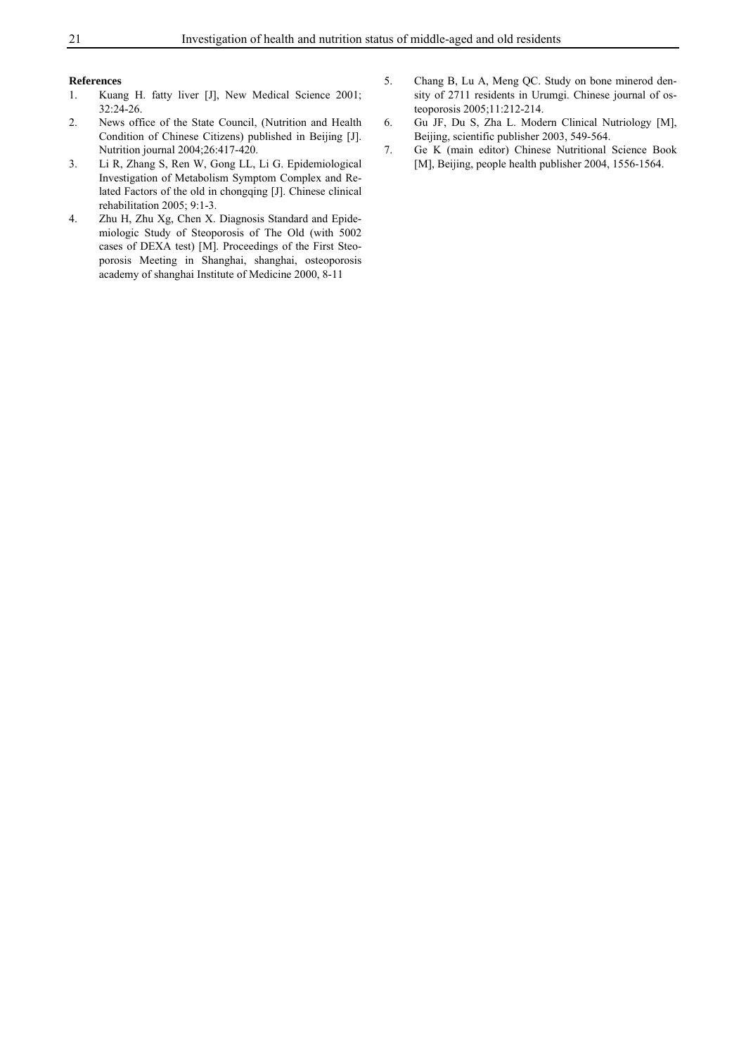**References**

1. Kuang H. fatty liver [J], New Medical Science 2001; 32:24-26.
2. News office of the State Council, (Nutrition and Health Condition of Chinese Citizens) published in Beijing [J]. Nutrition journal 2004;26:417-420.
3. Li R, Zhang S, Ren W, Gong LL, Li G. Epidemiological Investigation of Metabolism Symptom Complex and Related Factors of the old in chongqing [J]. Chinese clinical rehabilitation 2005; 9:1-3.
4. Zhu H, Zhu Xg, Chen X. Diagnosis Standard and Epidemiologic Study of Steoporosis of The Old (with 5002 cases of DEXA test) [M]. Proceedings of the First Steoporosis Meeting in Shanghai, shanghai, osteoporosis academy of shanghai Institute of Medicine 2000, 8-11
5. Chang B, Lu A, Meng QC. Study on bone minerod density of 2711 residents in Urumgi. Chinese journal of osteoporosis 2005;11:212-214.
6. Gu JF, Du S, Zha L. Modern Clinical Nutriology [M], Beijing, scientific publisher 2003, 549-564.
7. Ge K (main editor) Chinese Nutritional Science Book [M], Beijing, people health publisher 2004, 1556-1564.